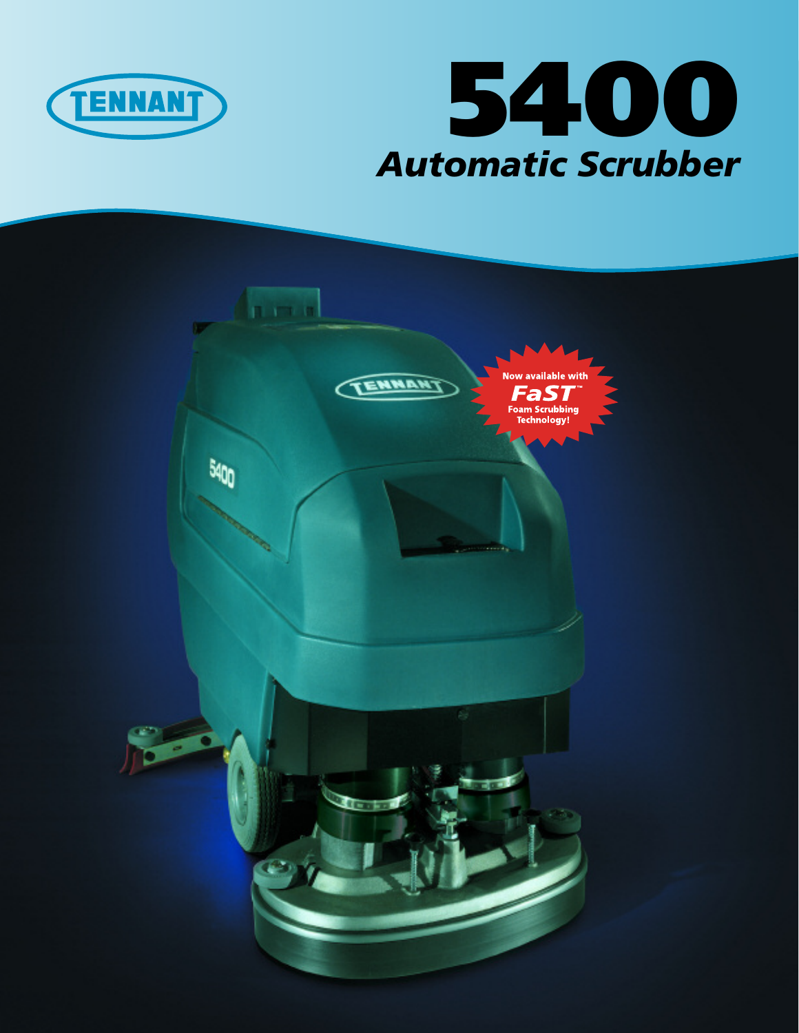# 5400

## *Automatic Scrubber*

Now available with **FaST™** Foam Scrubbing Technology!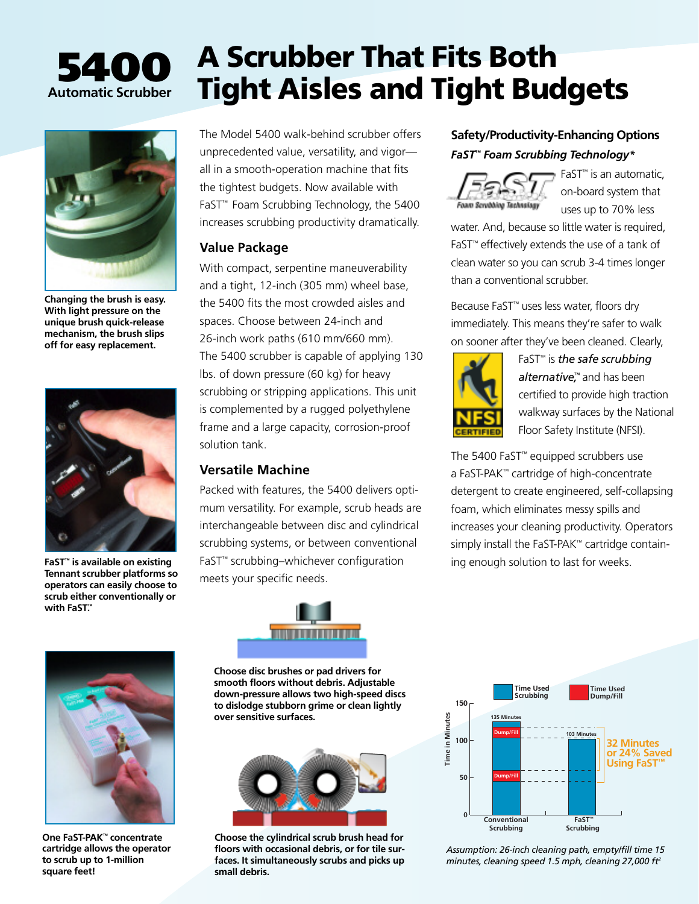# 5400 Automatic Scrubber

# A Scrubber That Fits Both Tight Aisles and Tight Budgets

The Model 5400 walk-behind scrubber offers unprecedented value, versatility, and vigor—all in a smooth-operation machine that fits the tightest budgets. Now available with FaST™ Foam Scrubbing Technology, the 5400 increases scrubbing productivity dramatically.

## Value Package

With compact, serpentine maneuverability and a tight, 12-inch (305 mm) wheel base, the 5400 fits the most crowded aisles and spaces. Choose between 24-inch and 26-inch work paths (610 mm/660 mm). The 5400 scrubber is capable of applying 130 lbs. of down pressure (60 kg) for heavy scrubbing or stripping applications. This unit is complemented by a rugged polyethylene frame and a large capacity, corrosion-proof solution tank.

## Versatile Machine

Packed with features, the 5400 delivers optimum versatility. For example, scrub heads are interchangeable between disc and cylindrical scrubbing systems, or between conventional FaST™ scrubbing–whichever configuration meets your specific needs.

**Changing the brush is easy. With light pressure on the unique brush quick-release mechanism, the brush slips off for easy replacement.**

**FaST™ is available on existing Tennant scrubber platforms so operators can easily choose to scrub either conventionally or with FaST™.**

**One FaST-PAK™ concentrate cartridge allows the operator to scrub up to 1-million square feet!**

**Choose disc brushes or pad drivers for smooth floors without debris. Adjustable down-pressure allows two high-speed discs to dislodge stubborn grime or clean lightly over sensitive surfaces.**

**Choose the cylindrical scrub brush head for floors with occasional debris, or for tile surfaces. It simultaneously scrubs and picks up small debris.**

## Safety/Productivity-Enhancing Options

### *FaST™ Foam Scrubbing Technology\**

FaST™ is an automatic, on-board system that uses up to 70% less water. And, because so little water is required, FaST™ effectively extends the use of a tank of clean water so you can scrub 3-4 times longer than a conventional scrubber.

Because FaST™ uses less water, floors dry immediately. This means they're safer to walk on sooner after they've been cleaned. Clearly, FaST™ is ***the safe scrubbing alternative,™*** and has been certified to provide high traction walkway surfaces by the National Floor Safety Institute (NFSI).

The 5400 FaST™ equipped scrubbers use a FaST-PAK™ cartridge of high-concentrate detergent to create engineered, self-collapsing foam, which eliminates messy spills and increases your cleaning productivity. Operators simply install the FaST-PAK™ cartridge containing enough solution to last for weeks.

| | Conventional Scrubbing | FaST™ Scrubbing |
|---|---|---|
| Total time (minutes) | 135 Minutes (incl. 2 Dump/Fill) | 103 Minutes |

**32 Minutes or 24% Saved Using FaST™**

*Assumption: 26-inch cleaning path, empty/fill time 15 minutes, cleaning speed 1.5 mph, cleaning 27,000 ft²*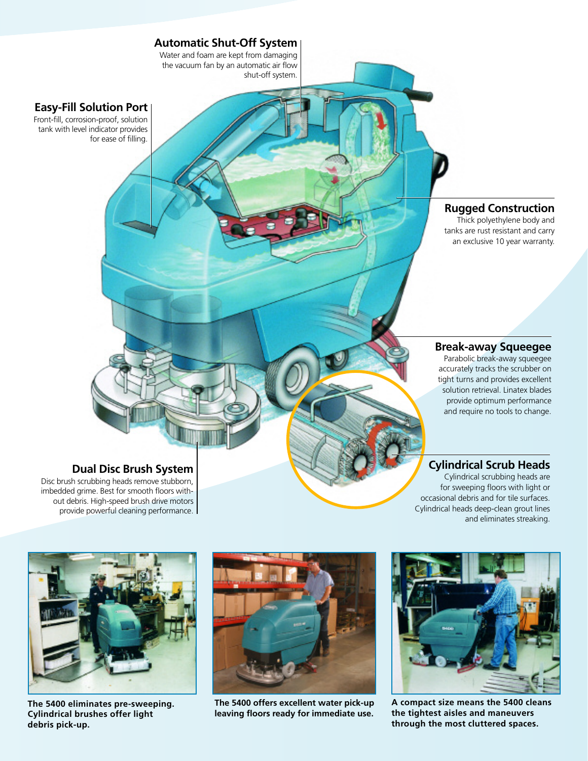## Automatic Shut-Off System

Water and foam are kept from damaging the vacuum fan by an automatic air flow shut-off system.

## Easy-Fill Solution Port

Front-fill, corrosion-proof, solution tank with level indicator provides for ease of filling.

## Rugged Construction

Thick polyethylene body and tanks are rust resistant and carry an exclusive 10 year warranty.

## Break-away Squeegee

Parabolic break-away squeegee accurately tracks the scrubber on tight turns and provides excellent solution retrieval. Linatex blades provide optimum performance and require no tools to change.

## Dual Disc Brush System

Disc brush scrubbing heads remove stubborn, imbedded grime. Best for smooth floors without debris. High-speed brush drive motors provide powerful cleaning performance.

## Cylindrical Scrub Heads

Cylindrical scrubbing heads are for sweeping floors with light or occasional debris and for tile surfaces. Cylindrical heads deep-clean grout lines and eliminates streaking.

**The 5400 eliminates pre-sweeping. Cylindrical brushes offer light debris pick-up.**

**The 5400 offers excellent water pick-up leaving floors ready for immediate use.**

**A compact size means the 5400 cleans the tightest aisles and maneuvers through the most cluttered spaces.**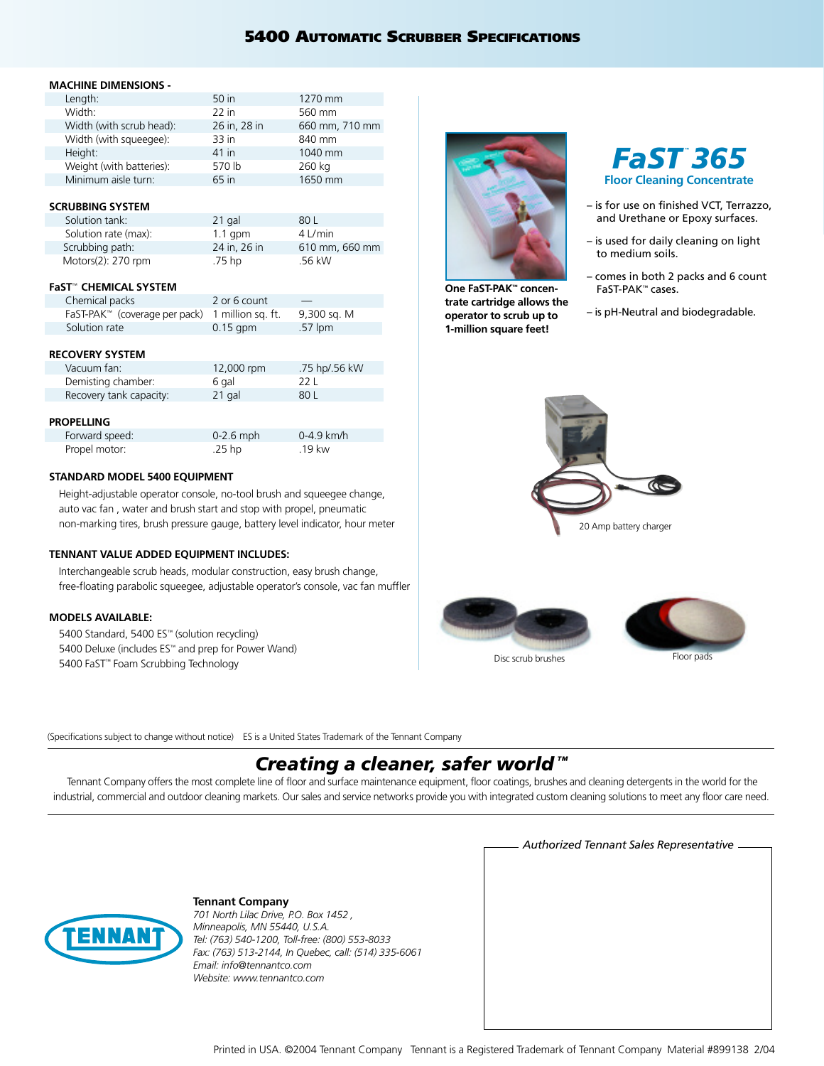# 5400 Automatic Scrubber Specifications

| | | |
|---|---|---|
| **MACHINE DIMENSIONS -** | | |
| Length: | 50 in | 1270 mm |
| Width: | 22 in | 560 mm |
| Width (with scrub head): | 26 in, 28 in | 660 mm, 710 mm |
| Width (with squeegee): | 33 in | 840 mm |
| Height: | 41 in | 1040 mm |
| Weight (with batteries): | 570 lb | 260 kg |
| Minimum aisle turn: | 65 in | 1650 mm |
| **SCRUBBING SYSTEM** | | |
| Solution tank: | 21 gal | 80 L |
| Solution rate (max): | 1.1 gpm | 4 L/min |
| Scrubbing path: | 24 in, 26 in | 610 mm, 660 mm |
| Motors(2): 270 rpm | .75 hp | .56 kW |
| **FaST™ CHEMICAL SYSTEM** | | |
| Chemical packs | 2 or 6 count | — |
| FaST-PAK™ (coverage per pack) | 1 million sq. ft. | 9,300 sq. M |
| Solution rate | 0.15 gpm | .57 lpm |
| **RECOVERY SYSTEM** | | |
| Vacuum fan: | 12,000 rpm | .75 hp/.56 kW |
| Demisting chamber: | 6 gal | 22 L |
| Recovery tank capacity: | 21 gal | 80 L |
| **PROPELLING** | | |
| Forward speed: | 0-2.6 mph | 0-4.9 km/h |
| Propel motor: | .25 hp | .19 kw |

**STANDARD MODEL 5400 EQUIPMENT**

Height-adjustable operator console, no-tool brush and squeegee change, auto vac fan , water and brush start and stop with propel, pneumatic non-marking tires, brush pressure gauge, battery level indicator, hour meter

**TENNANT VALUE ADDED EQUIPMENT INCLUDES:**

Interchangeable scrub heads, modular construction, easy brush change, free-floating parabolic squeegee, adjustable operator's console, vac fan muffler

**MODELS AVAILABLE:**

5400 Standard, 5400 ES™ (solution recycling)
5400 Deluxe (includes ES™ and prep for Power Wand)
5400 FaST™ Foam Scrubbing Technology

**One FaST-PAK™ concentrate cartridge allows the operator to scrub up to 1-million square feet!**

## FaST™ 365

**Floor Cleaning Concentrate**

- is for use on finished VCT, Terrazzo, and Urethane or Epoxy surfaces.
- is used for daily cleaning on light to medium soils.
- comes in both 2 packs and 6 count FaST-PAK™ cases.
- is pH-Neutral and biodegradable.

20 Amp battery charger

Disc scrub brushes

Floor pads

(Specifications subject to change without notice) ES is a United States Trademark of the Tennant Company

## *Creating a cleaner, safer world™*

Tennant Company offers the most complete line of floor and surface maintenance equipment, floor coatings, brushes and cleaning detergents in the world for the industrial, commercial and outdoor cleaning markets. Our sales and service networks provide you with integrated custom cleaning solutions to meet any floor care need.

*Authorized Tennant Sales Representative*

TENNANT

**Tennant Company**
*701 North Lilac Drive, P.O. Box 1452 ,*
*Minneapolis, MN 55440, U.S.A.*
*Tel: (763) 540-1200, Toll-free: (800) 553-8033*
*Fax: (763) 513-2144, In Quebec, call: (514) 335-6061*
*Email: info@tennantco.com*
*Website: www.tennantco.com*

Printed in USA. ©2004 Tennant Company Tennant is a Registered Trademark of Tennant Company Material #899138 2/04